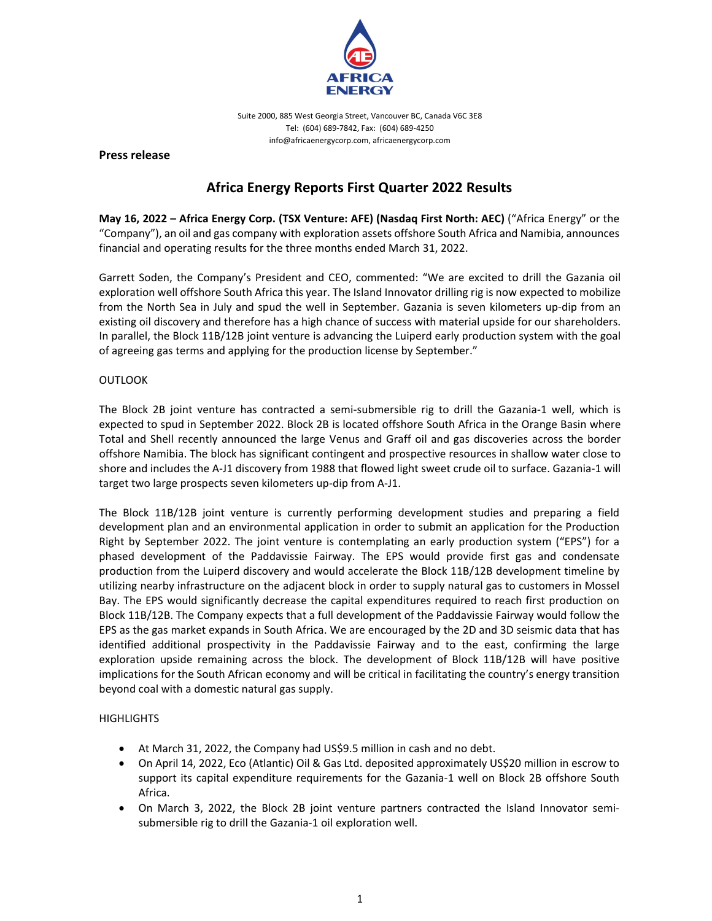AFRICA ENERGY

Suite 2000, 885 West Georgia Street, Vancouver BC, Canada V6C 3E8
Tel: (604) 689-7842, Fax: (604) 689-4250
info@africaenergycorp.com, africaenergycorp.com

**Press release**

# Africa Energy Reports First Quarter 2022 Results

**May 16, 2022 – Africa Energy Corp. (TSX Venture: AFE) (Nasdaq First North: AEC)** ("Africa Energy" or the "Company"), an oil and gas company with exploration assets offshore South Africa and Namibia, announces financial and operating results for the three months ended March 31, 2022.

Garrett Soden, the Company's President and CEO, commented: "We are excited to drill the Gazania oil exploration well offshore South Africa this year. The Island Innovator drilling rig is now expected to mobilize from the North Sea in July and spud the well in September. Gazania is seven kilometers up-dip from an existing oil discovery and therefore has a high chance of success with material upside for our shareholders. In parallel, the Block 11B/12B joint venture is advancing the Luiperd early production system with the goal of agreeing gas terms and applying for the production license by September."

OUTLOOK

The Block 2B joint venture has contracted a semi-submersible rig to drill the Gazania-1 well, which is expected to spud in September 2022. Block 2B is located offshore South Africa in the Orange Basin where Total and Shell recently announced the large Venus and Graff oil and gas discoveries across the border offshore Namibia. The block has significant contingent and prospective resources in shallow water close to shore and includes the A-J1 discovery from 1988 that flowed light sweet crude oil to surface. Gazania-1 will target two large prospects seven kilometers up-dip from A-J1.

The Block 11B/12B joint venture is currently performing development studies and preparing a field development plan and an environmental application in order to submit an application for the Production Right by September 2022. The joint venture is contemplating an early production system ("EPS") for a phased development of the Paddavissie Fairway. The EPS would provide first gas and condensate production from the Luiperd discovery and would accelerate the Block 11B/12B development timeline by utilizing nearby infrastructure on the adjacent block in order to supply natural gas to customers in Mossel Bay. The EPS would significantly decrease the capital expenditures required to reach first production on Block 11B/12B. The Company expects that a full development of the Paddavissie Fairway would follow the EPS as the gas market expands in South Africa. We are encouraged by the 2D and 3D seismic data that has identified additional prospectivity in the Paddavissie Fairway and to the east, confirming the large exploration upside remaining across the block. The development of Block 11B/12B will have positive implications for the South African economy and will be critical in facilitating the country's energy transition beyond coal with a domestic natural gas supply.

HIGHLIGHTS

- At March 31, 2022, the Company had US$9.5 million in cash and no debt.
- On April 14, 2022, Eco (Atlantic) Oil & Gas Ltd. deposited approximately US$20 million in escrow to support its capital expenditure requirements for the Gazania-1 well on Block 2B offshore South Africa.
- On March 3, 2022, the Block 2B joint venture partners contracted the Island Innovator semi-submersible rig to drill the Gazania-1 oil exploration well.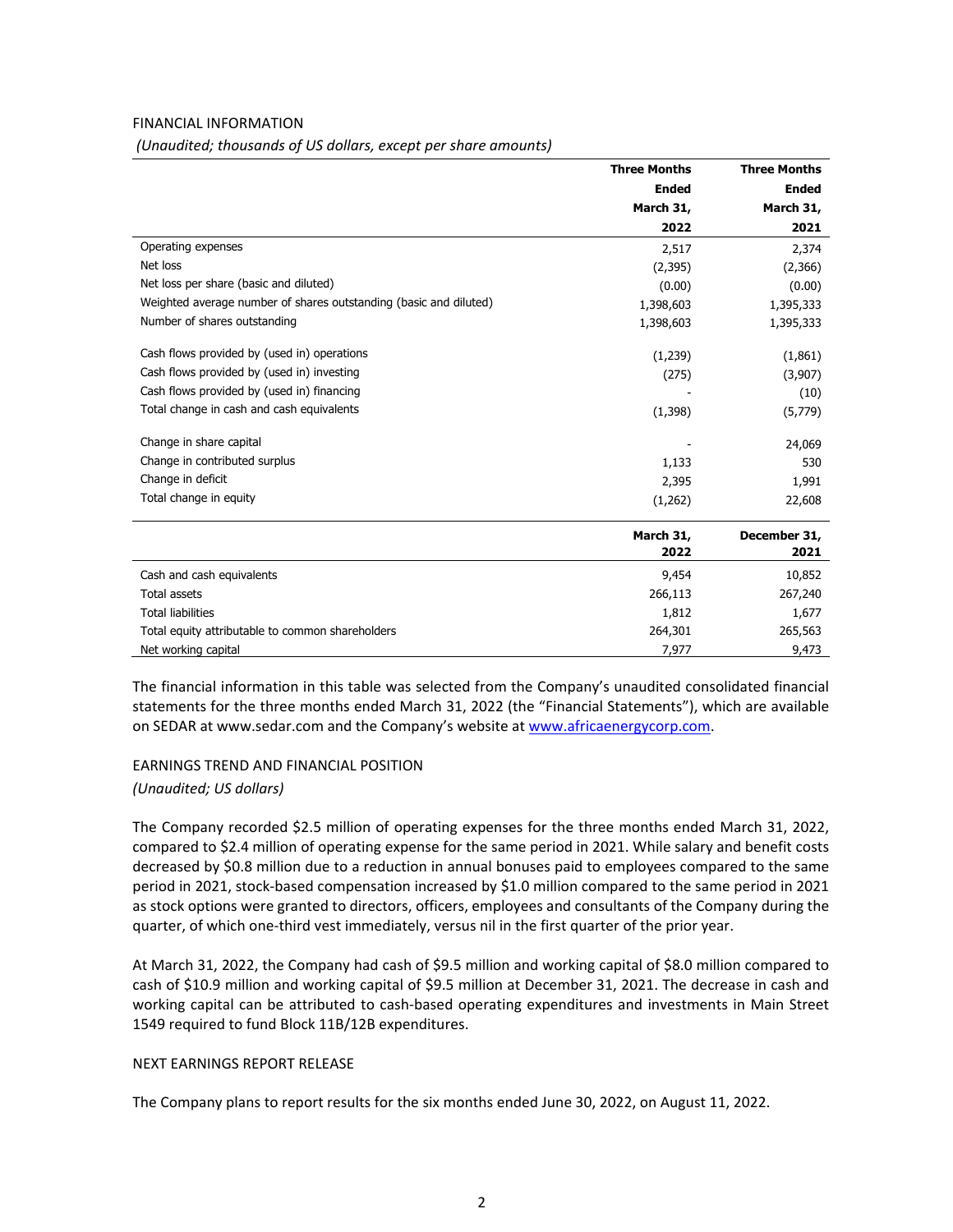FINANCIAL INFORMATION

*(Unaudited; thousands of US dollars, except per share amounts)*

| | Three Months Ended March 31, 2022 | Three Months Ended March 31, 2021 |
|---|---|---|
| Operating expenses | 2,517 | 2,374 |
| Net loss | (2,395) | (2,366) |
| Net loss per share (basic and diluted) | (0.00) | (0.00) |
| Weighted average number of shares outstanding (basic and diluted) | 1,398,603 | 1,395,333 |
| Number of shares outstanding | 1,398,603 | 1,395,333 |
| | | |
| Cash flows provided by (used in) operations | (1,239) | (1,861) |
| Cash flows provided by (used in) investing | (275) | (3,907) |
| Cash flows provided by (used in) financing | - | (10) |
| Total change in cash and cash equivalents | (1,398) | (5,779) |
| | | |
| Change in share capital | - | 24,069 |
| Change in contributed surplus | 1,133 | 530 |
| Change in deficit | 2,395 | 1,991 |
| Total change in equity | (1,262) | 22,608 |

| | March 31, 2022 | December 31, 2021 |
|---|---|---|
| Cash and cash equivalents | 9,454 | 10,852 |
| Total assets | 266,113 | 267,240 |
| Total liabilities | 1,812 | 1,677 |
| Total equity attributable to common shareholders | 264,301 | 265,563 |
| Net working capital | 7,977 | 9,473 |

The financial information in this table was selected from the Company's unaudited consolidated financial statements for the three months ended March 31, 2022 (the "Financial Statements"), which are available on SEDAR at www.sedar.com and the Company's website at www.africaenergycorp.com.

EARNINGS TREND AND FINANCIAL POSITION

*(Unaudited; US dollars)*

The Company recorded $2.5 million of operating expenses for the three months ended March 31, 2022, compared to $2.4 million of operating expense for the same period in 2021. While salary and benefit costs decreased by $0.8 million due to a reduction in annual bonuses paid to employees compared to the same period in 2021, stock-based compensation increased by $1.0 million compared to the same period in 2021 as stock options were granted to directors, officers, employees and consultants of the Company during the quarter, of which one-third vest immediately, versus nil in the first quarter of the prior year.

At March 31, 2022, the Company had cash of $9.5 million and working capital of $8.0 million compared to cash of $10.9 million and working capital of $9.5 million at December 31, 2021. The decrease in cash and working capital can be attributed to cash-based operating expenditures and investments in Main Street 1549 required to fund Block 11B/12B expenditures.

NEXT EARNINGS REPORT RELEASE

The Company plans to report results for the six months ended June 30, 2022, on August 11, 2022.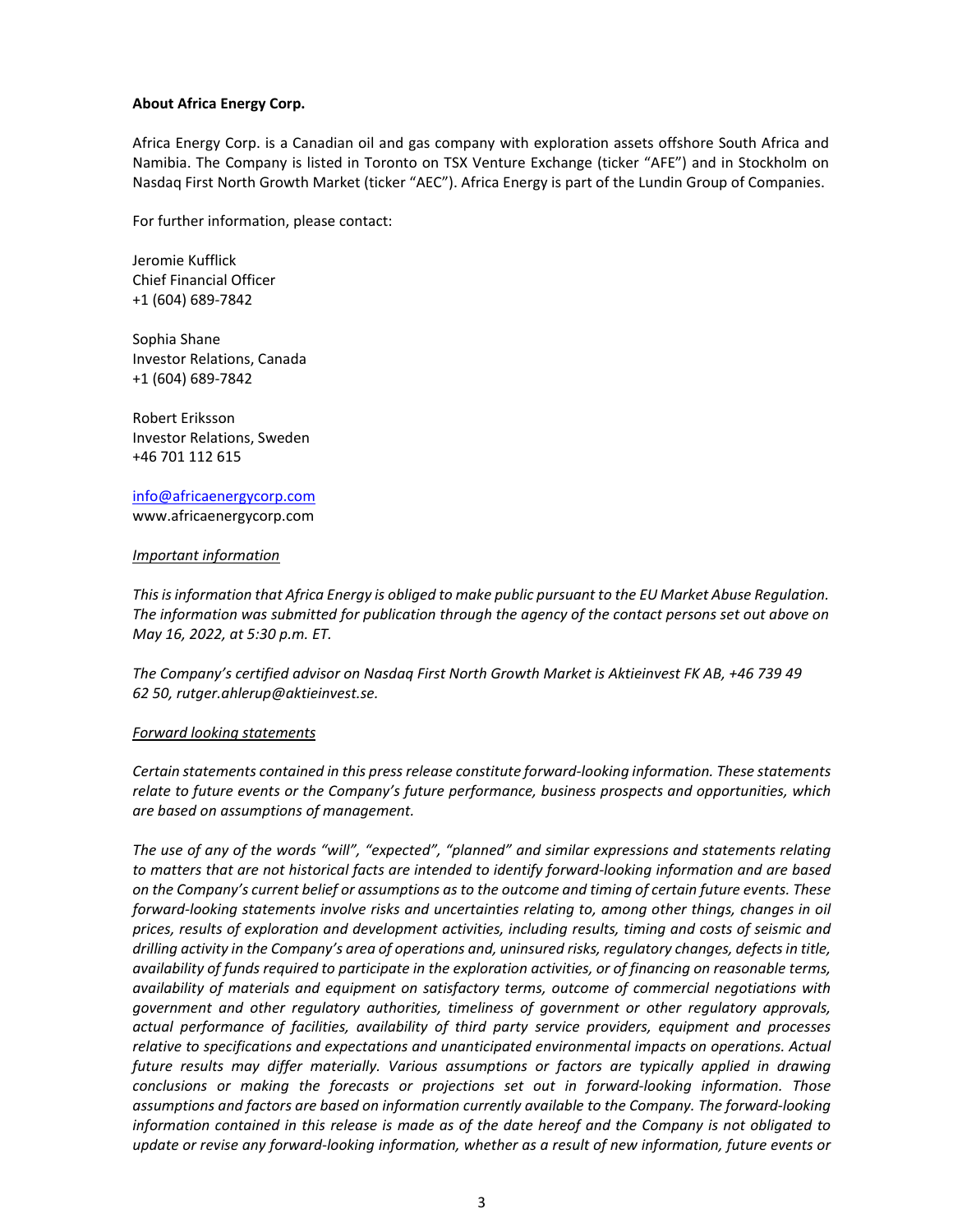**About Africa Energy Corp.**

Africa Energy Corp. is a Canadian oil and gas company with exploration assets offshore South Africa and Namibia. The Company is listed in Toronto on TSX Venture Exchange (ticker "AFE") and in Stockholm on Nasdaq First North Growth Market (ticker "AEC"). Africa Energy is part of the Lundin Group of Companies.

For further information, please contact:

Jeromie Kufflick
Chief Financial Officer
+1 (604) 689-7842

Sophia Shane
Investor Relations, Canada
+1 (604) 689-7842

Robert Eriksson
Investor Relations, Sweden
+46 701 112 615

info@africaenergycorp.com
www.africaenergycorp.com

*Important information*

*This is information that Africa Energy is obliged to make public pursuant to the EU Market Abuse Regulation. The information was submitted for publication through the agency of the contact persons set out above on May 16, 2022, at 5:30 p.m. ET.*

*The Company's certified advisor on Nasdaq First North Growth Market is Aktieinvest FK AB, +46 739 49 62 50, rutger.ahlerup@aktieinvest.se.*

*Forward looking statements*

*Certain statements contained in this press release constitute forward-looking information. These statements relate to future events or the Company's future performance, business prospects and opportunities, which are based on assumptions of management.*

*The use of any of the words "will", "expected", "planned" and similar expressions and statements relating to matters that are not historical facts are intended to identify forward-looking information and are based on the Company's current belief or assumptions as to the outcome and timing of certain future events. These forward-looking statements involve risks and uncertainties relating to, among other things, changes in oil prices, results of exploration and development activities, including results, timing and costs of seismic and drilling activity in the Company's area of operations and, uninsured risks, regulatory changes, defects in title, availability of funds required to participate in the exploration activities, or of financing on reasonable terms, availability of materials and equipment on satisfactory terms, outcome of commercial negotiations with government and other regulatory authorities, timeliness of government or other regulatory approvals, actual performance of facilities, availability of third party service providers, equipment and processes relative to specifications and expectations and unanticipated environmental impacts on operations. Actual future results may differ materially. Various assumptions or factors are typically applied in drawing conclusions or making the forecasts or projections set out in forward-looking information. Those assumptions and factors are based on information currently available to the Company. The forward-looking information contained in this release is made as of the date hereof and the Company is not obligated to update or revise any forward-looking information, whether as a result of new information, future events or*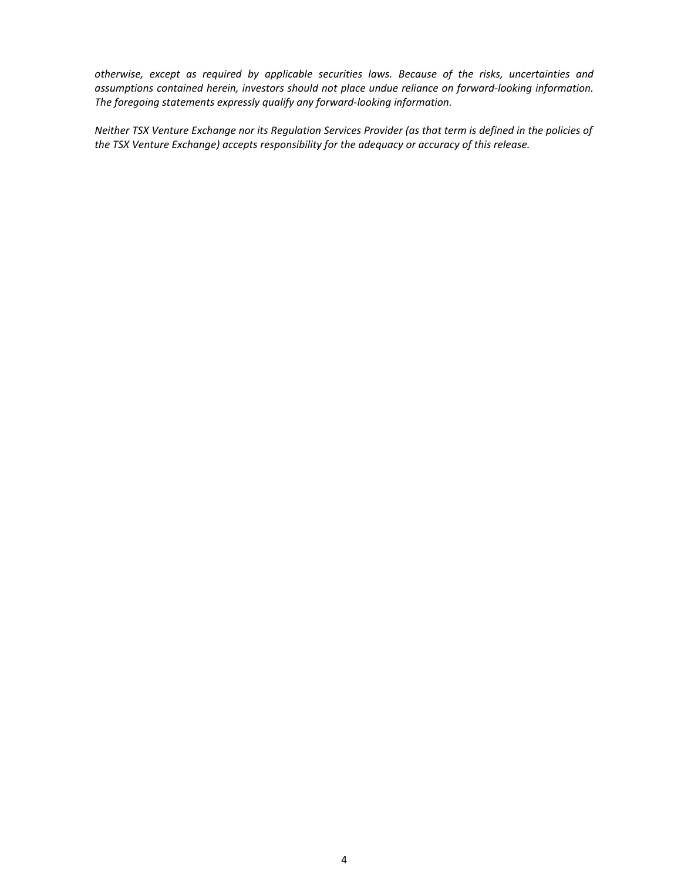*otherwise, except as required by applicable securities laws. Because of the risks, uncertainties and assumptions contained herein, investors should not place undue reliance on forward-looking information. The foregoing statements expressly qualify any forward-looking information.*

*Neither TSX Venture Exchange nor its Regulation Services Provider (as that term is defined in the policies of the TSX Venture Exchange) accepts responsibility for the adequacy or accuracy of this release.*